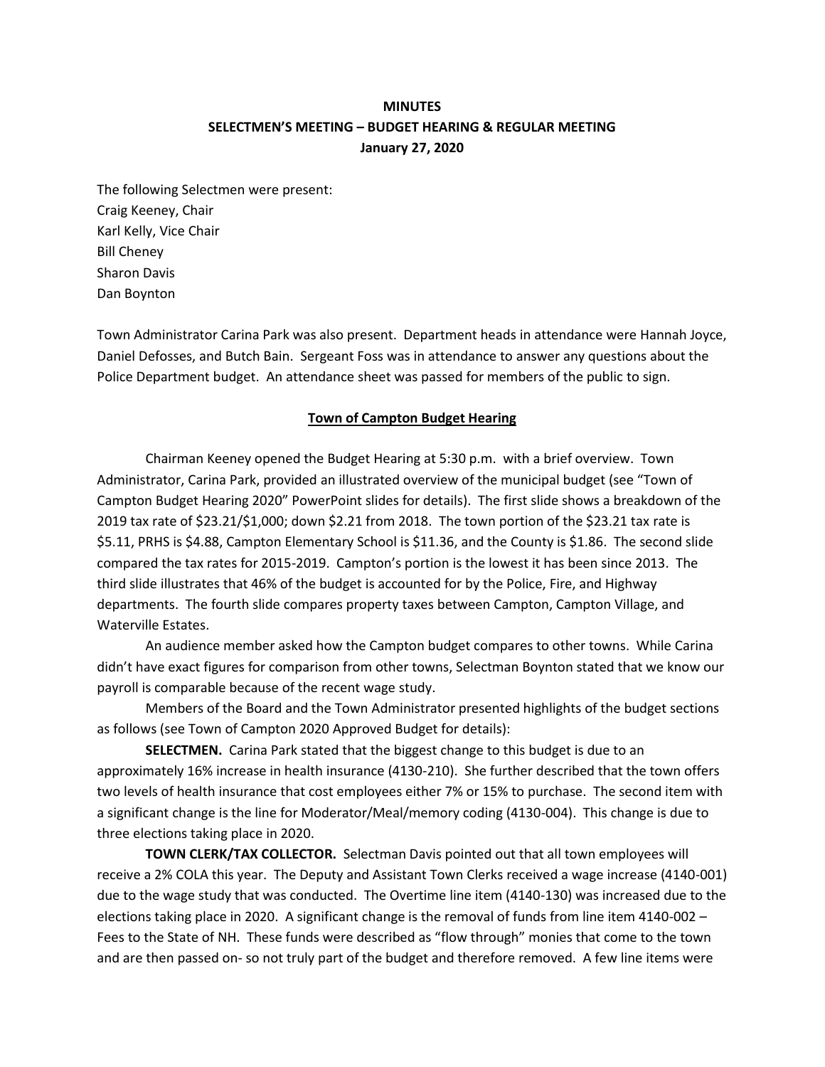**MINUTES**

**SELECTMEN'S MEETING – BUDGET HEARING & REGULAR MEETING**

**January 27, 2020**

The following Selectmen were present:
Craig Keeney, Chair
Karl Kelly, Vice Chair
Bill Cheney
Sharon Davis
Dan Boynton

Town Administrator Carina Park was also present. Department heads in attendance were Hannah Joyce, Daniel Defosses, and Butch Bain. Sergeant Foss was in attendance to answer any questions about the Police Department budget. An attendance sheet was passed for members of the public to sign.

## Town of Campton Budget Hearing

Chairman Keeney opened the Budget Hearing at 5:30 p.m. with a brief overview. Town Administrator, Carina Park, provided an illustrated overview of the municipal budget (see "Town of Campton Budget Hearing 2020" PowerPoint slides for details). The first slide shows a breakdown of the 2019 tax rate of $23.21/$1,000; down $2.21 from 2018. The town portion of the $23.21 tax rate is $5.11, PRHS is $4.88, Campton Elementary School is $11.36, and the County is $1.86. The second slide compared the tax rates for 2015-2019. Campton's portion is the lowest it has been since 2013. The third slide illustrates that 46% of the budget is accounted for by the Police, Fire, and Highway departments. The fourth slide compares property taxes between Campton, Campton Village, and Waterville Estates.

An audience member asked how the Campton budget compares to other towns. While Carina didn't have exact figures for comparison from other towns, Selectman Boynton stated that we know our payroll is comparable because of the recent wage study.

Members of the Board and the Town Administrator presented highlights of the budget sections as follows (see Town of Campton 2020 Approved Budget for details):

**SELECTMEN.** Carina Park stated that the biggest change to this budget is due to an approximately 16% increase in health insurance (4130-210). She further described that the town offers two levels of health insurance that cost employees either 7% or 15% to purchase. The second item with a significant change is the line for Moderator/Meal/memory coding (4130-004). This change is due to three elections taking place in 2020.

**TOWN CLERK/TAX COLLECTOR.** Selectman Davis pointed out that all town employees will receive a 2% COLA this year. The Deputy and Assistant Town Clerks received a wage increase (4140-001) due to the wage study that was conducted. The Overtime line item (4140-130) was increased due to the elections taking place in 2020. A significant change is the removal of funds from line item 4140-002 – Fees to the State of NH. These funds were described as "flow through" monies that come to the town and are then passed on- so not truly part of the budget and therefore removed. A few line items were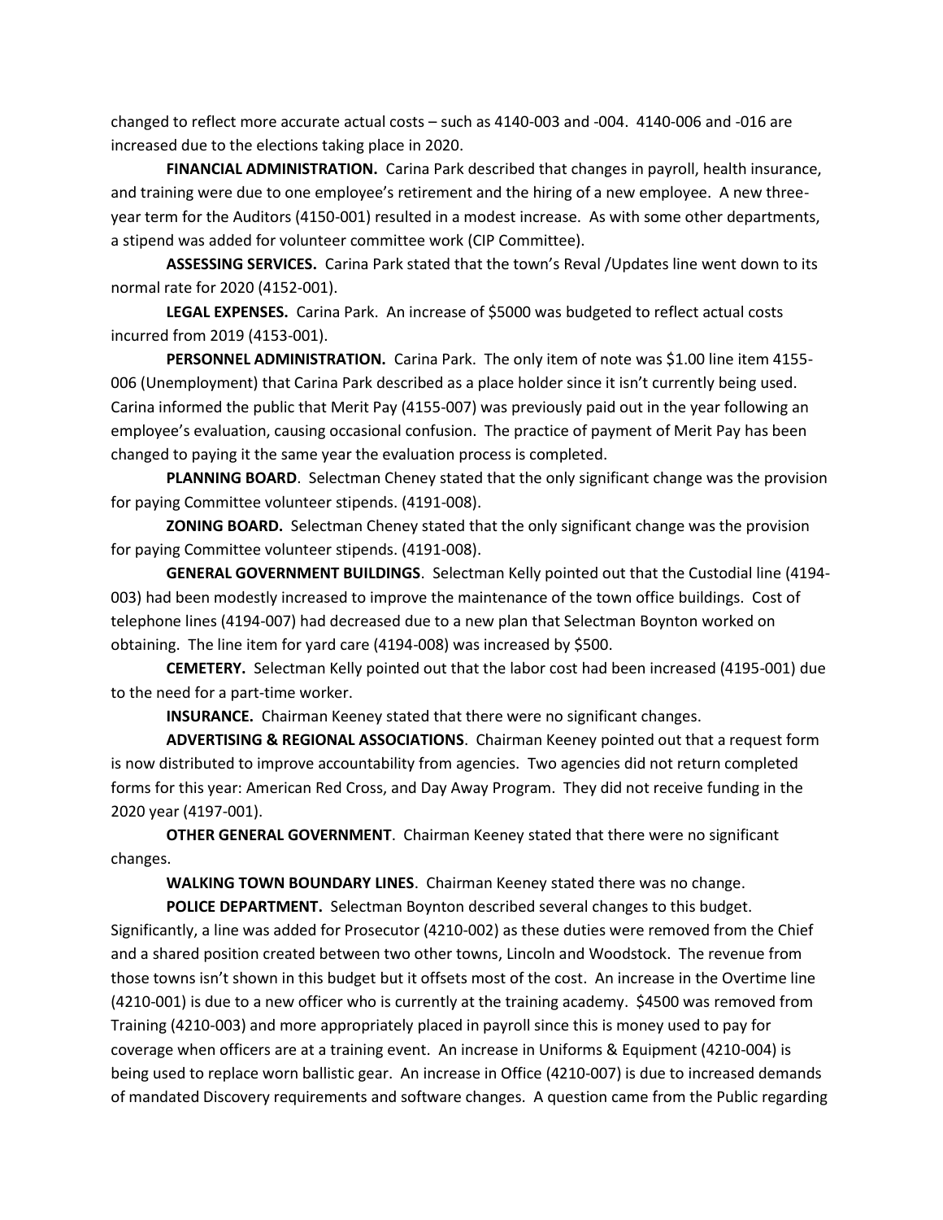changed to reflect more accurate actual costs – such as 4140-003 and -004. 4140-006 and -016 are increased due to the elections taking place in 2020.

**FINANCIAL ADMINISTRATION.** Carina Park described that changes in payroll, health insurance, and training were due to one employee's retirement and the hiring of a new employee. A new three-year term for the Auditors (4150-001) resulted in a modest increase. As with some other departments, a stipend was added for volunteer committee work (CIP Committee).

**ASSESSING SERVICES.** Carina Park stated that the town's Reval /Updates line went down to its normal rate for 2020 (4152-001).

**LEGAL EXPENSES.** Carina Park. An increase of $5000 was budgeted to reflect actual costs incurred from 2019 (4153-001).

**PERSONNEL ADMINISTRATION.** Carina Park. The only item of note was $1.00 line item 4155-006 (Unemployment) that Carina Park described as a place holder since it isn't currently being used. Carina informed the public that Merit Pay (4155-007) was previously paid out in the year following an employee's evaluation, causing occasional confusion. The practice of payment of Merit Pay has been changed to paying it the same year the evaluation process is completed.

**PLANNING BOARD**. Selectman Cheney stated that the only significant change was the provision for paying Committee volunteer stipends. (4191-008).

**ZONING BOARD.** Selectman Cheney stated that the only significant change was the provision for paying Committee volunteer stipends. (4191-008).

**GENERAL GOVERNMENT BUILDINGS**. Selectman Kelly pointed out that the Custodial line (4194-003) had been modestly increased to improve the maintenance of the town office buildings. Cost of telephone lines (4194-007) had decreased due to a new plan that Selectman Boynton worked on obtaining. The line item for yard care (4194-008) was increased by $500.

**CEMETERY.** Selectman Kelly pointed out that the labor cost had been increased (4195-001) due to the need for a part-time worker.

**INSURANCE.** Chairman Keeney stated that there were no significant changes.

**ADVERTISING & REGIONAL ASSOCIATIONS**. Chairman Keeney pointed out that a request form is now distributed to improve accountability from agencies. Two agencies did not return completed forms for this year: American Red Cross, and Day Away Program. They did not receive funding in the 2020 year (4197-001).

**OTHER GENERAL GOVERNMENT**. Chairman Keeney stated that there were no significant changes.

**WALKING TOWN BOUNDARY LINES**. Chairman Keeney stated there was no change.

**POLICE DEPARTMENT.** Selectman Boynton described several changes to this budget. Significantly, a line was added for Prosecutor (4210-002) as these duties were removed from the Chief and a shared position created between two other towns, Lincoln and Woodstock. The revenue from those towns isn't shown in this budget but it offsets most of the cost. An increase in the Overtime line (4210-001) is due to a new officer who is currently at the training academy. $4500 was removed from Training (4210-003) and more appropriately placed in payroll since this is money used to pay for coverage when officers are at a training event. An increase in Uniforms & Equipment (4210-004) is being used to replace worn ballistic gear. An increase in Office (4210-007) is due to increased demands of mandated Discovery requirements and software changes. A question came from the Public regarding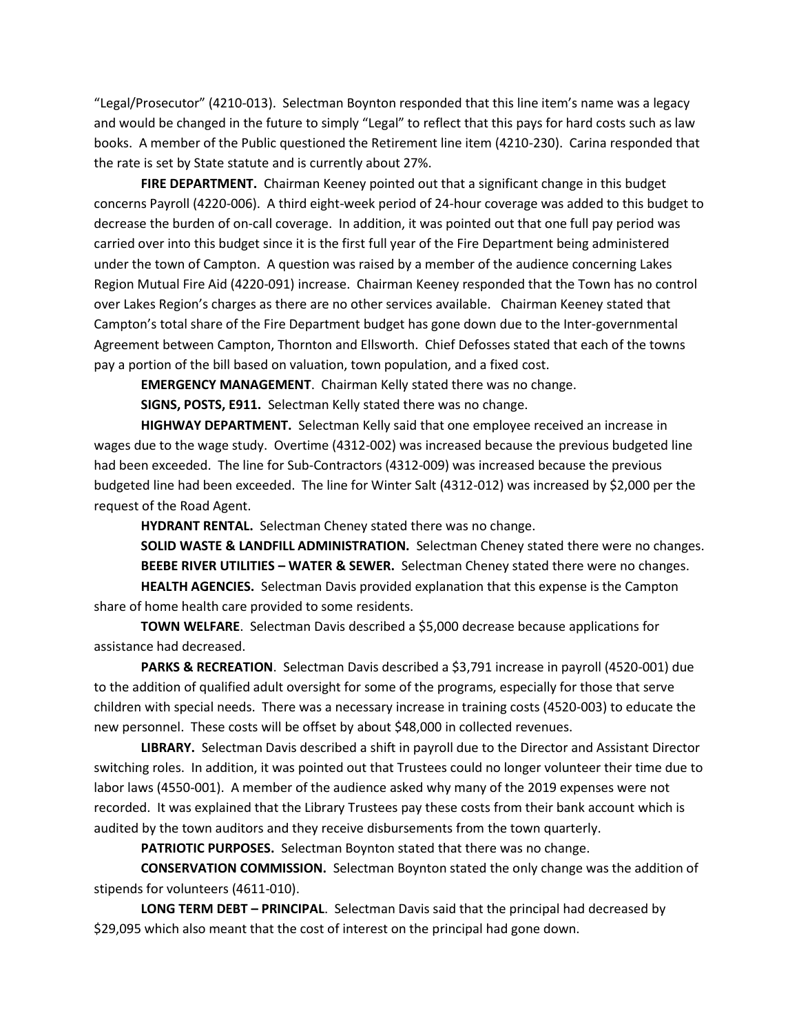"Legal/Prosecutor" (4210-013). Selectman Boynton responded that this line item's name was a legacy and would be changed in the future to simply "Legal" to reflect that this pays for hard costs such as law books. A member of the Public questioned the Retirement line item (4210-230). Carina responded that the rate is set by State statute and is currently about 27%.

**FIRE DEPARTMENT.** Chairman Keeney pointed out that a significant change in this budget concerns Payroll (4220-006). A third eight-week period of 24-hour coverage was added to this budget to decrease the burden of on-call coverage. In addition, it was pointed out that one full pay period was carried over into this budget since it is the first full year of the Fire Department being administered under the town of Campton. A question was raised by a member of the audience concerning Lakes Region Mutual Fire Aid (4220-091) increase. Chairman Keeney responded that the Town has no control over Lakes Region's charges as there are no other services available. Chairman Keeney stated that Campton's total share of the Fire Department budget has gone down due to the Inter-governmental Agreement between Campton, Thornton and Ellsworth. Chief Defosses stated that each of the towns pay a portion of the bill based on valuation, town population, and a fixed cost.

**EMERGENCY MANAGEMENT**. Chairman Kelly stated there was no change.

**SIGNS, POSTS, E911.** Selectman Kelly stated there was no change.

**HIGHWAY DEPARTMENT.** Selectman Kelly said that one employee received an increase in wages due to the wage study. Overtime (4312-002) was increased because the previous budgeted line had been exceeded. The line for Sub-Contractors (4312-009) was increased because the previous budgeted line had been exceeded. The line for Winter Salt (4312-012) was increased by $2,000 per the request of the Road Agent.

**HYDRANT RENTAL.** Selectman Cheney stated there was no change.

**SOLID WASTE & LANDFILL ADMINISTRATION.** Selectman Cheney stated there were no changes.

**BEEBE RIVER UTILITIES – WATER & SEWER.** Selectman Cheney stated there were no changes.

**HEALTH AGENCIES.** Selectman Davis provided explanation that this expense is the Campton share of home health care provided to some residents.

**TOWN WELFARE**. Selectman Davis described a $5,000 decrease because applications for assistance had decreased.

**PARKS & RECREATION**. Selectman Davis described a $3,791 increase in payroll (4520-001) due to the addition of qualified adult oversight for some of the programs, especially for those that serve children with special needs. There was a necessary increase in training costs (4520-003) to educate the new personnel. These costs will be offset by about $48,000 in collected revenues.

**LIBRARY.** Selectman Davis described a shift in payroll due to the Director and Assistant Director switching roles. In addition, it was pointed out that Trustees could no longer volunteer their time due to labor laws (4550-001). A member of the audience asked why many of the 2019 expenses were not recorded. It was explained that the Library Trustees pay these costs from their bank account which is audited by the town auditors and they receive disbursements from the town quarterly.

**PATRIOTIC PURPOSES.** Selectman Boynton stated that there was no change.

**CONSERVATION COMMISSION.** Selectman Boynton stated the only change was the addition of stipends for volunteers (4611-010).

**LONG TERM DEBT – PRINCIPAL**. Selectman Davis said that the principal had decreased by $29,095 which also meant that the cost of interest on the principal had gone down.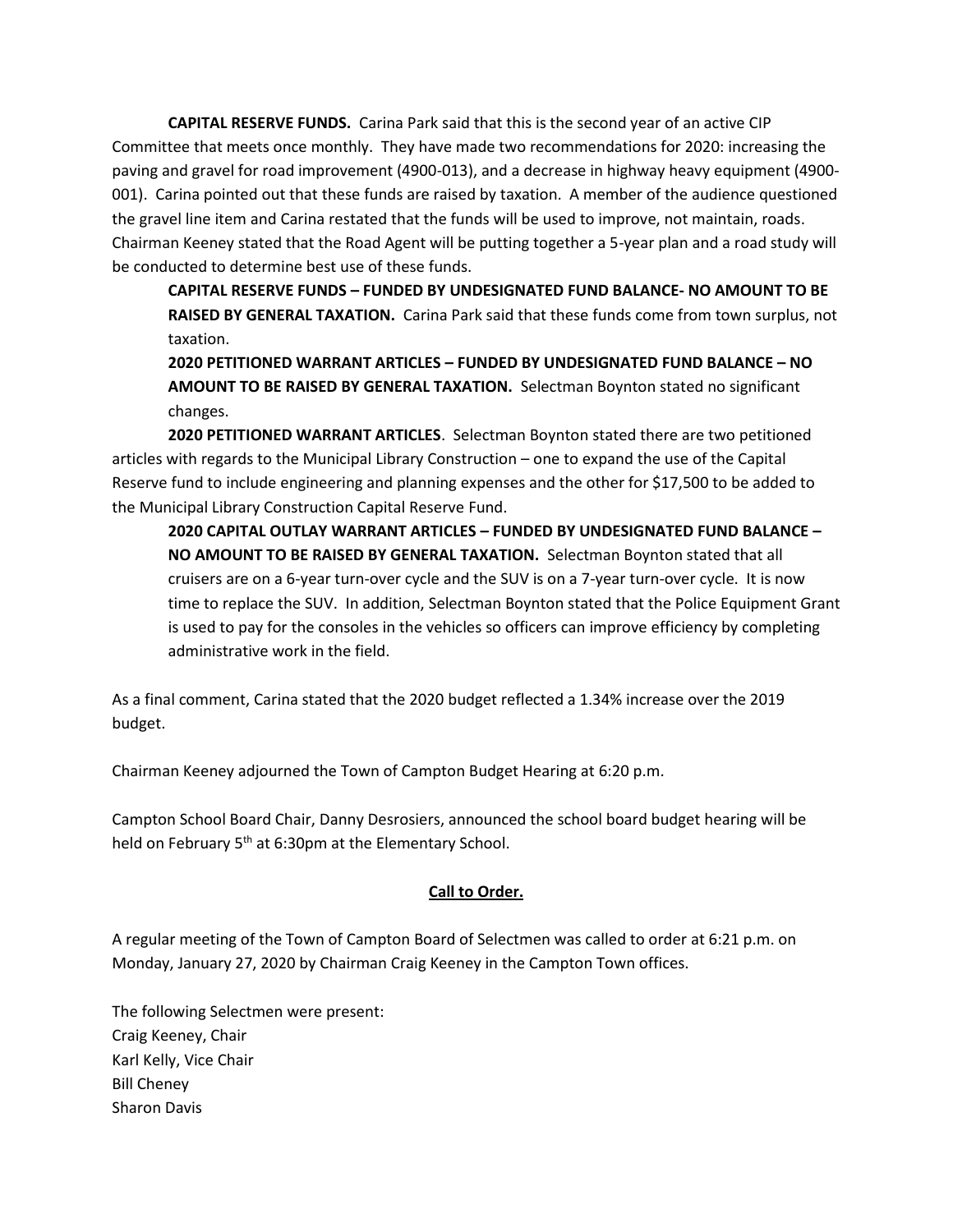**CAPITAL RESERVE FUNDS.** Carina Park said that this is the second year of an active CIP Committee that meets once monthly. They have made two recommendations for 2020: increasing the paving and gravel for road improvement (4900-013), and a decrease in highway heavy equipment (4900-001). Carina pointed out that these funds are raised by taxation. A member of the audience questioned the gravel line item and Carina restated that the funds will be used to improve, not maintain, roads. Chairman Keeney stated that the Road Agent will be putting together a 5-year plan and a road study will be conducted to determine best use of these funds.

> **CAPITAL RESERVE FUNDS – FUNDED BY UNDESIGNATED FUND BALANCE- NO AMOUNT TO BE RAISED BY GENERAL TAXATION.** Carina Park said that these funds come from town surplus, not taxation.
>
> **2020 PETITIONED WARRANT ARTICLES – FUNDED BY UNDESIGNATED FUND BALANCE – NO AMOUNT TO BE RAISED BY GENERAL TAXATION.** Selectman Boynton stated no significant changes.

**2020 PETITIONED WARRANT ARTICLES**. Selectman Boynton stated there are two petitioned articles with regards to the Municipal Library Construction – one to expand the use of the Capital Reserve fund to include engineering and planning expenses and the other for $17,500 to be added to the Municipal Library Construction Capital Reserve Fund.

> **2020 CAPITAL OUTLAY WARRANT ARTICLES – FUNDED BY UNDESIGNATED FUND BALANCE – NO AMOUNT TO BE RAISED BY GENERAL TAXATION.** Selectman Boynton stated that all cruisers are on a 6-year turn-over cycle and the SUV is on a 7-year turn-over cycle. It is now time to replace the SUV. In addition, Selectman Boynton stated that the Police Equipment Grant is used to pay for the consoles in the vehicles so officers can improve efficiency by completing administrative work in the field.

As a final comment, Carina stated that the 2020 budget reflected a 1.34% increase over the 2019 budget.

Chairman Keeney adjourned the Town of Campton Budget Hearing at 6:20 p.m.

Campton School Board Chair, Danny Desrosiers, announced the school board budget hearing will be held on February 5th at 6:30pm at the Elementary School.

## Call to Order.

A regular meeting of the Town of Campton Board of Selectmen was called to order at 6:21 p.m. on Monday, January 27, 2020 by Chairman Craig Keeney in the Campton Town offices.

The following Selectmen were present:
Craig Keeney, Chair
Karl Kelly, Vice Chair
Bill Cheney
Sharon Davis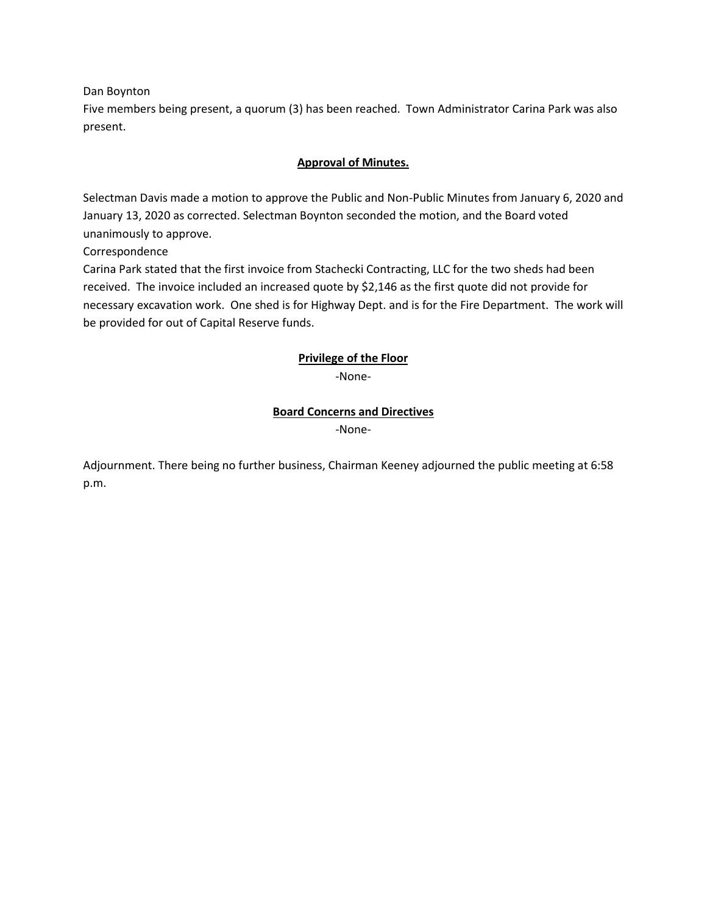Dan Boynton

Five members being present, a quorum (3) has been reached. Town Administrator Carina Park was also present.

**Approval of Minutes.**

Selectman Davis made a motion to approve the Public and Non-Public Minutes from January 6, 2020 and January 13, 2020 as corrected. Selectman Boynton seconded the motion, and the Board voted unanimously to approve.

Correspondence

Carina Park stated that the first invoice from Stachecki Contracting, LLC for the two sheds had been received. The invoice included an increased quote by $2,146 as the first quote did not provide for necessary excavation work. One shed is for Highway Dept. and is for the Fire Department. The work will be provided for out of Capital Reserve funds.

**Privilege of the Floor**

-None-

**Board Concerns and Directives**

-None-

Adjournment. There being no further business, Chairman Keeney adjourned the public meeting at 6:58 p.m.